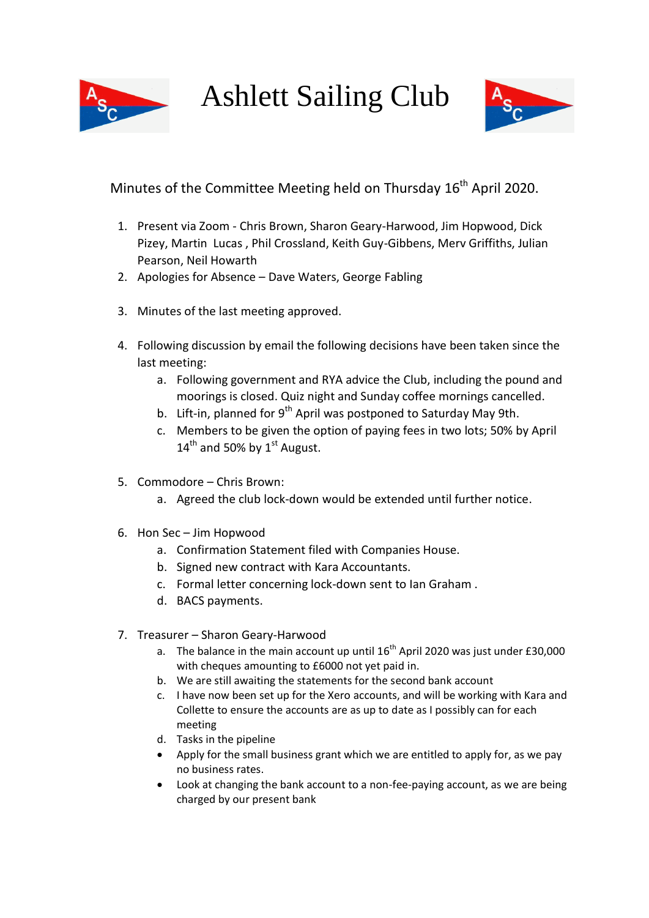# Ashlett Sailing Club

Minutes of the Committee Meeting held on Thursday 16th April 2020.

1. Present via Zoom - Chris Brown, Sharon Geary-Harwood, Jim Hopwood, Dick Pizey, Martin Lucas , Phil Crossland, Keith Guy-Gibbens, Merv Griffiths, Julian Pearson, Neil Howarth
2. Apologies for Absence – Dave Waters, George Fabling
3. Minutes of the last meeting approved.
4. Following discussion by email the following decisions have been taken since the last meeting:
   a. Following government and RYA advice the Club, including the pound and moorings is closed. Quiz night and Sunday coffee mornings cancelled.
   b. Lift-in, planned for 9th April was postponed to Saturday May 9th.
   c. Members to be given the option of paying fees in two lots; 50% by April 14th and 50% by 1st August.
5. Commodore – Chris Brown:
   a. Agreed the club lock-down would be extended until further notice.
6. Hon Sec – Jim Hopwood
   a. Confirmation Statement filed with Companies House.
   b. Signed new contract with Kara Accountants.
   c. Formal letter concerning lock-down sent to Ian Graham .
   d. BACS payments.
7. Treasurer – Sharon Geary-Harwood
   a. The balance in the main account up until 16th April 2020 was just under £30,000 with cheques amounting to £6000 not yet paid in.
   b. We are still awaiting the statements for the second bank account
   c. I have now been set up for the Xero accounts, and will be working with Kara and Collette to ensure the accounts are as up to date as I possibly can for each meeting
   d. Tasks in the pipeline

   - Apply for the small business grant which we are entitled to apply for, as we pay no business rates.
   - Look at changing the bank account to a non-fee-paying account, as we are being charged by our present bank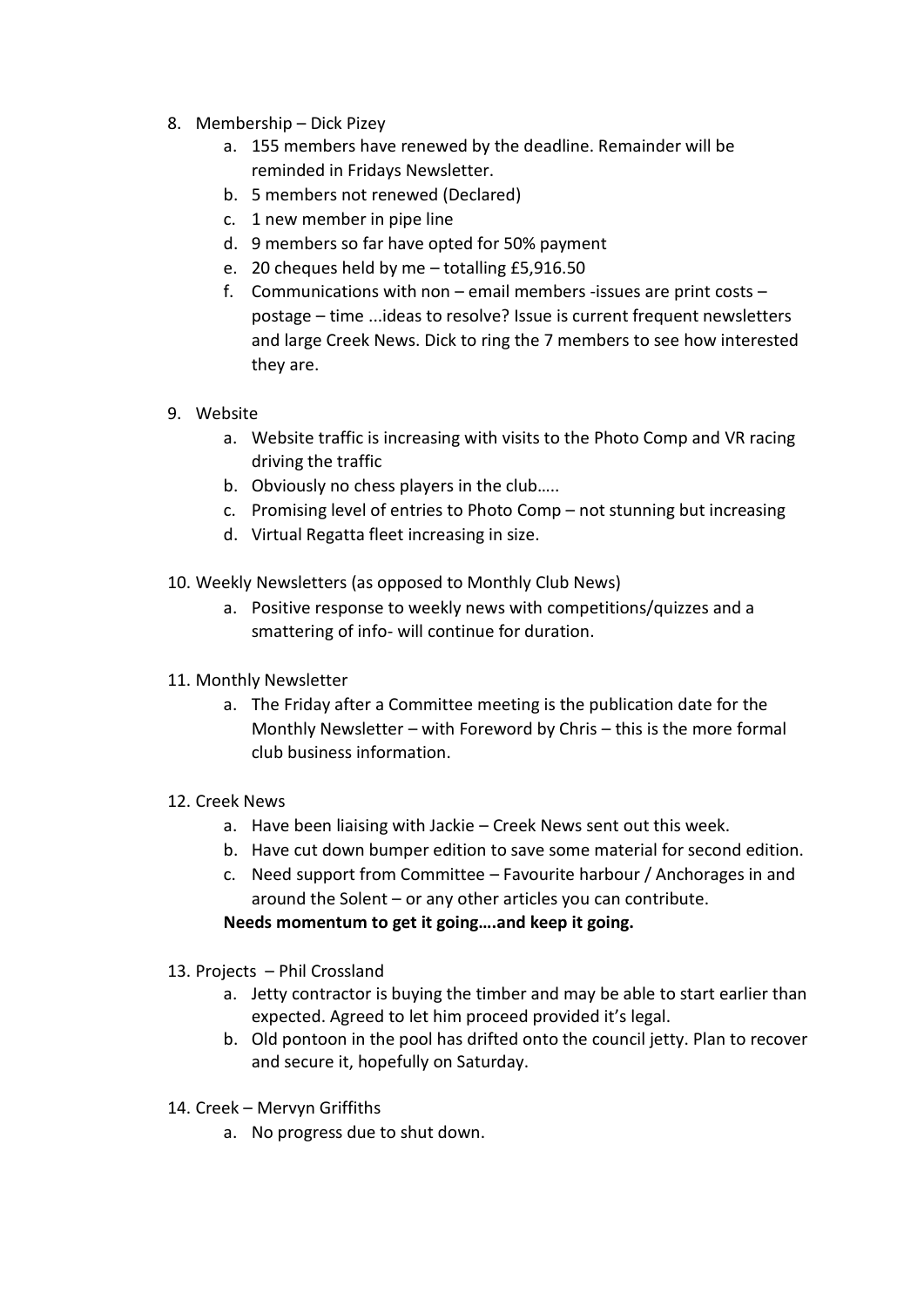8. Membership – Dick Pizey
    a. 155 members have renewed by the deadline. Remainder will be reminded in Fridays Newsletter.
    b. 5 members not renewed (Declared)
    c. 1 new member in pipe line
    d. 9 members so far have opted for 50% payment
    e. 20 cheques held by me – totalling £5,916.50
    f. Communications with non – email members -issues are print costs – postage – time ...ideas to resolve? Issue is current frequent newsletters and large Creek News. Dick to ring the 7 members to see how interested they are.

9. Website
    a. Website traffic is increasing with visits to the Photo Comp and VR racing driving the traffic
    b. Obviously no chess players in the club…..
    c. Promising level of entries to Photo Comp – not stunning but increasing
    d. Virtual Regatta fleet increasing in size.

10. Weekly Newsletters (as opposed to Monthly Club News)
    a. Positive response to weekly news with competitions/quizzes and a smattering of info- will continue for duration.

11. Monthly Newsletter
    a. The Friday after a Committee meeting is the publication date for the Monthly Newsletter – with Foreword by Chris – this is the more formal club business information.

12. Creek News
    a. Have been liaising with Jackie – Creek News sent out this week.
    b. Have cut down bumper edition to save some material for second edition.
    c. Need support from Committee – Favourite harbour / Anchorages in and around the Solent – or any other articles you can contribute.

    **Needs momentum to get it going….and keep it going.**

13. Projects – Phil Crossland
    a. Jetty contractor is buying the timber and may be able to start earlier than expected. Agreed to let him proceed provided it's legal.
    b. Old pontoon in the pool has drifted onto the council jetty. Plan to recover and secure it, hopefully on Saturday.

14. Creek – Mervyn Griffiths
    a. No progress due to shut down.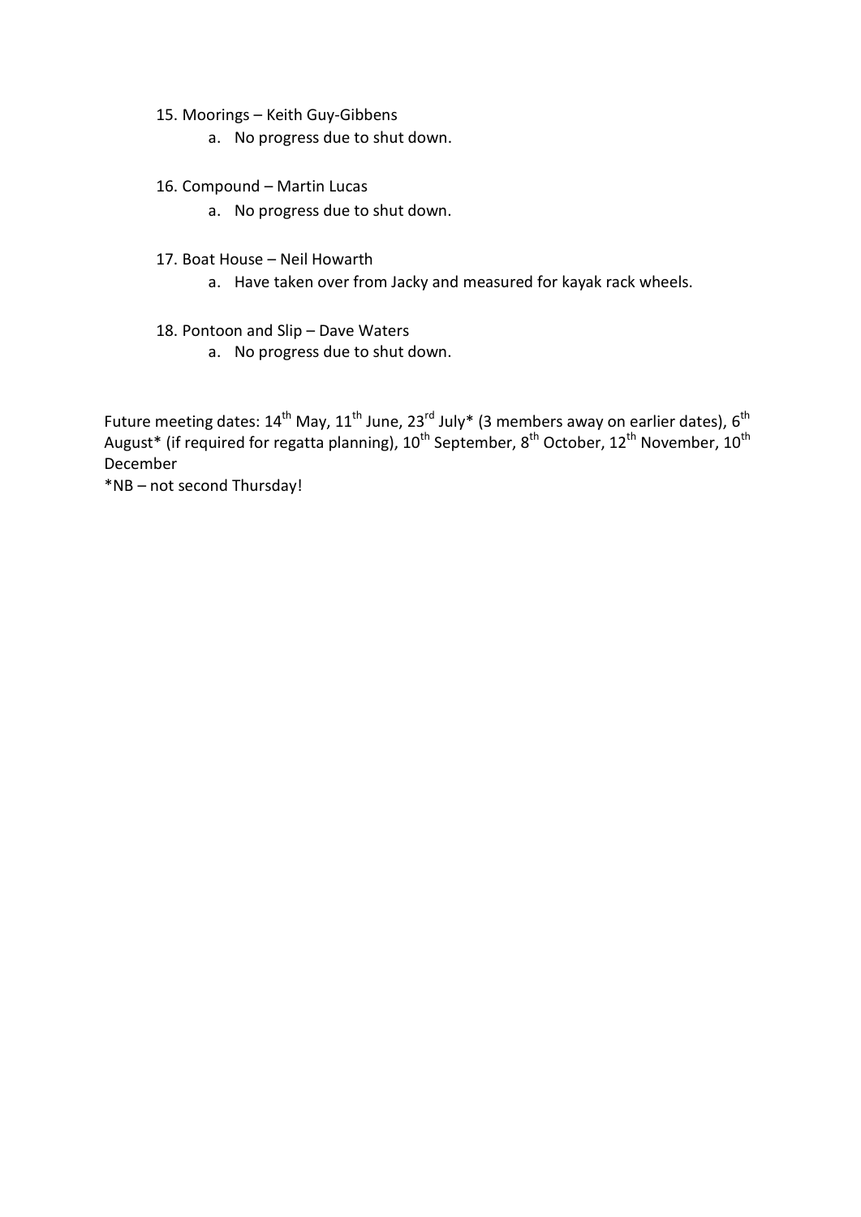15. Moorings – Keith Guy-Gibbens
    a. No progress due to shut down.

16. Compound – Martin Lucas
    a. No progress due to shut down.

17. Boat House – Neil Howarth
    a. Have taken over from Jacky and measured for kayak rack wheels.

18. Pontoon and Slip – Dave Waters
    a. No progress due to shut down.

Future meeting dates: 14th May, 11th June, 23rd July* (3 members away on earlier dates), 6th August* (if required for regatta planning), 10th September, 8th October, 12th November, 10th December

*NB – not second Thursday!